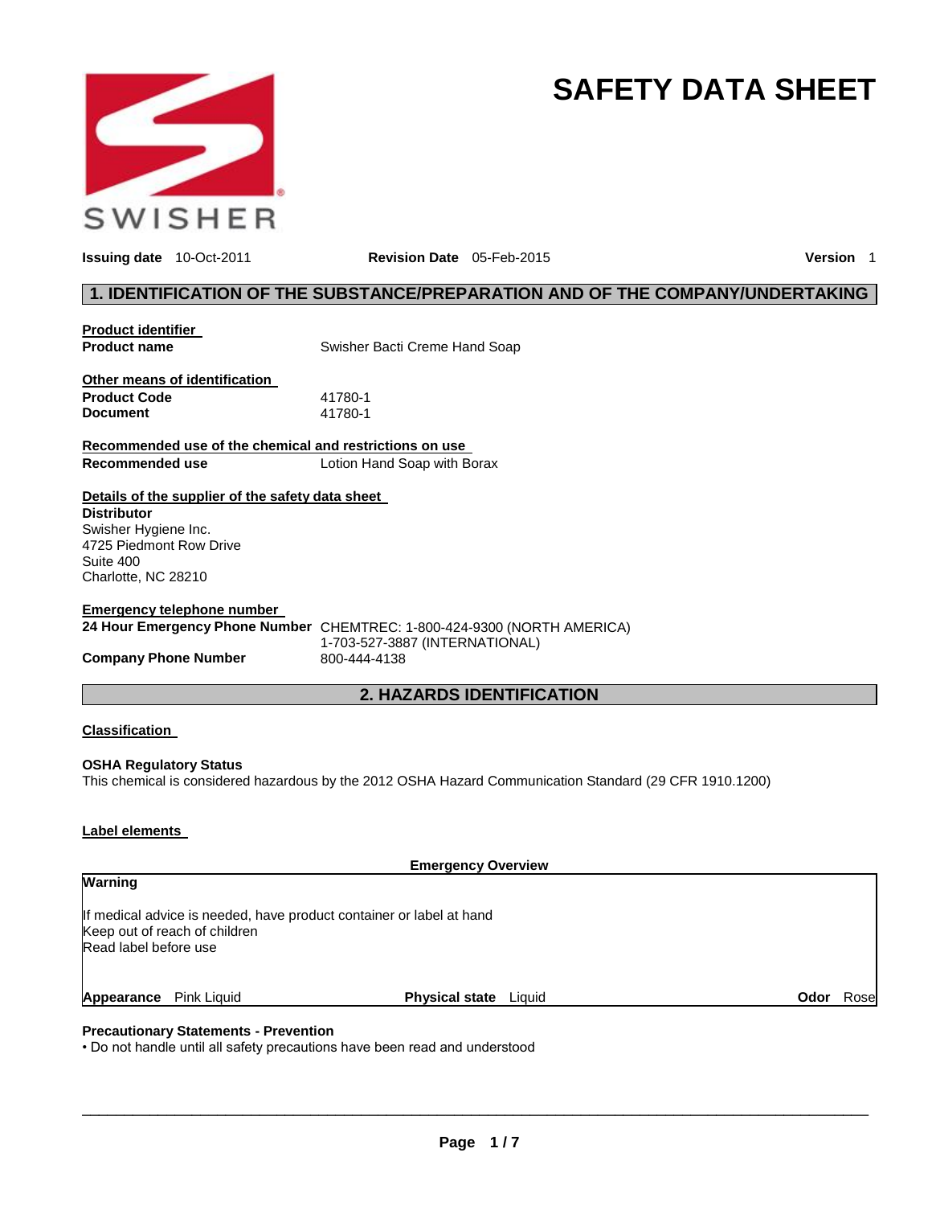SWISHER

# SAFETY DATA SHEET

**Issuing date** 10-Oct-2011 **Revision Date** 05-Feb-2015 **Version** 1

## 1. IDENTIFICATION OF THE SUBSTANCE/PREPARATION AND OF THE COMPANY/UNDERTAKING

**Product identifier**

| | |
|---|---|
| **Product name** | Swisher Bacti Creme Hand Soap |

**Other means of identification**

| | |
|---|---|
| **Product Code** | 41780-1 |
| **Document** | 41780-1 |

**Recommended use of the chemical and restrictions on use**

| | |
|---|---|
| **Recommended use** | Lotion Hand Soap with Borax |

**Details of the supplier of the safety data sheet**

**Distributor**
Swisher Hygiene Inc.
4725 Piedmont Row Drive
Suite 400
Charlotte, NC 28210

**Emergency telephone number**

| | |
|---|---|
| **24 Hour Emergency Phone Number** | CHEMTREC: 1-800-424-9300 (NORTH AMERICA)<br>1-703-527-3887 (INTERNATIONAL) |
| **Company Phone Number** | 800-444-4138 |

## 2. HAZARDS IDENTIFICATION

**Classification**

**OSHA Regulatory Status**
This chemical is considered hazardous by the 2012 OSHA Hazard Communication Standard (29 CFR 1910.1200)

**Label elements**

**Emergency Overview**

**Warning**

If medical advice is needed, have product container or label at hand
Keep out of reach of children
Read label before use

**Appearance** Pink Liquid **Physical state** Liquid **Odor** Rose

**Precautionary Statements - Prevention**
• Do not handle until all safety precautions have been read and understood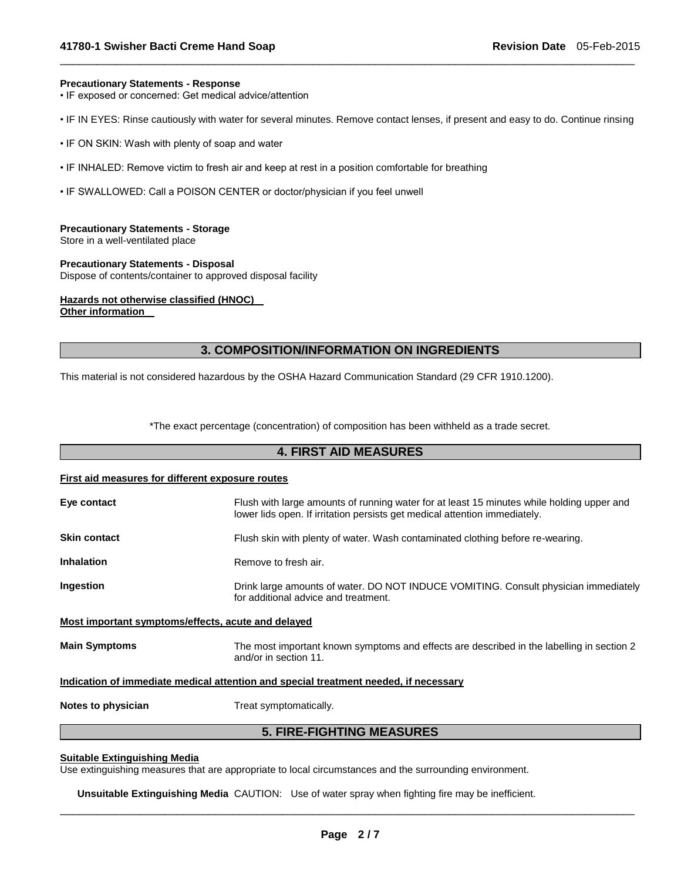**Precautionary Statements - Response**

• IF exposed or concerned: Get medical advice/attention

• IF IN EYES: Rinse cautiously with water for several minutes. Remove contact lenses, if present and easy to do. Continue rinsing

• IF ON SKIN: Wash with plenty of soap and water

• IF INHALED: Remove victim to fresh air and keep at rest in a position comfortable for breathing

• IF SWALLOWED: Call a POISON CENTER or doctor/physician if you feel unwell

**Precautionary Statements - Storage**

Store in a well-ventilated place

**Precautionary Statements - Disposal**

Dispose of contents/container to approved disposal facility

**Hazards not otherwise classified (HNOC)**

**Other information**

## 3. COMPOSITION/INFORMATION ON INGREDIENTS

This material is not considered hazardous by the OSHA Hazard Communication Standard (29 CFR 1910.1200).

*The exact percentage (concentration) of composition has been withheld as a trade secret.

## 4. FIRST AID MEASURES

**First aid measures for different exposure routes**

**Eye contact** Flush with large amounts of running water for at least 15 minutes while holding upper and lower lids open. If irritation persists get medical attention immediately.

**Skin contact** Flush skin with plenty of water. Wash contaminated clothing before re-wearing.

**Inhalation** Remove to fresh air.

**Ingestion** Drink large amounts of water. DO NOT INDUCE VOMITING. Consult physician immediately for additional advice and treatment.

**Most important symptoms/effects, acute and delayed**

**Main Symptoms** The most important known symptoms and effects are described in the labelling in section 2 and/or in section 11.

**Indication of immediate medical attention and special treatment needed, if necessary**

**Notes to physician** Treat symptomatically.

## 5. FIRE-FIGHTING MEASURES

**Suitable Extinguishing Media**

Use extinguishing measures that are appropriate to local circumstances and the surrounding environment.

**Unsuitable Extinguishing Media** CAUTION: Use of water spray when fighting fire may be inefficient.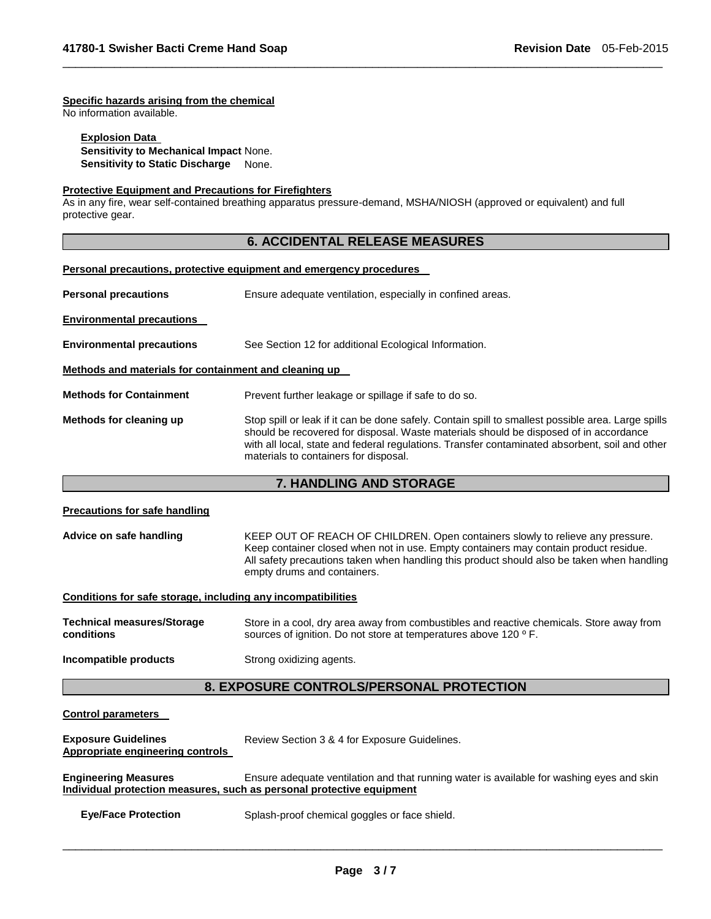**Specific hazards arising from the chemical**
No information available.

**Explosion Data**
**Sensitivity to Mechanical Impact** None.
**Sensitivity to Static Discharge** None.

**Protective Equipment and Precautions for Firefighters**
As in any fire, wear self-contained breathing apparatus pressure-demand, MSHA/NIOSH (approved or equivalent) and full protective gear.

## 6. ACCIDENTAL RELEASE MEASURES

**Personal precautions, protective equipment and emergency procedures**

**Personal precautions** Ensure adequate ventilation, especially in confined areas.

**Environmental precautions**

**Environmental precautions** See Section 12 for additional Ecological Information.

**Methods and materials for containment and cleaning up**

**Methods for Containment** Prevent further leakage or spillage if safe to do so.

**Methods for cleaning up** Stop spill or leak if it can be done safely. Contain spill to smallest possible area. Large spills should be recovered for disposal. Waste materials should be disposed of in accordance with all local, state and federal regulations. Transfer contaminated absorbent, soil and other materials to containers for disposal.

## 7. HANDLING AND STORAGE

**Precautions for safe handling**

**Advice on safe handling** KEEP OUT OF REACH OF CHILDREN. Open containers slowly to relieve any pressure. Keep container closed when not in use. Empty containers may contain product residue. All safety precautions taken when handling this product should also be taken when handling empty drums and containers.

**Conditions for safe storage, including any incompatibilities**

**Technical measures/Storage conditions** Store in a cool, dry area away from combustibles and reactive chemicals. Store away from sources of ignition. Do not store at temperatures above 120 º F.

**Incompatible products** Strong oxidizing agents.

## 8. EXPOSURE CONTROLS/PERSONAL PROTECTION

**Control parameters**

**Exposure Guidelines** Review Section 3 & 4 for Exposure Guidelines.

**Appropriate engineering controls**

**Engineering Measures** Ensure adequate ventilation and that running water is available for washing eyes and skin

**Individual protection measures, such as personal protective equipment**

**Eye/Face Protection** Splash-proof chemical goggles or face shield.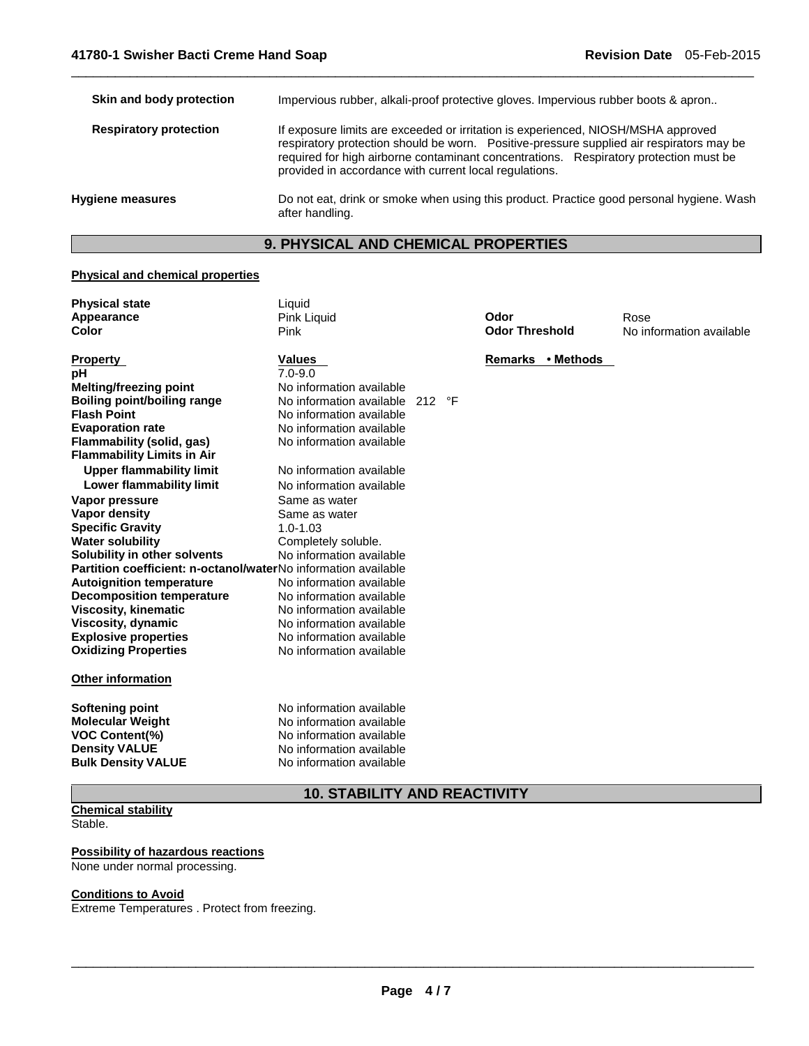| | |
|---|---|
| **Skin and body protection** | Impervious rubber, alkali-proof protective gloves. Impervious rubber boots & apron.. |
| **Respiratory protection** | If exposure limits are exceeded or irritation is experienced, NIOSH/MSHA approved respiratory protection should be worn. Positive-pressure supplied air respirators may be required for high airborne contaminant concentrations. Respiratory protection must be provided in accordance with current local regulations. |
| **Hygiene measures** | Do not eat, drink or smoke when using this product. Practice good personal hygiene. Wash after handling. |

## 9. PHYSICAL AND CHEMICAL PROPERTIES

**Physical and chemical properties**

| | | | |
|---|---|---|---|
| **Physical state** | Liquid | | |
| **Appearance** | Pink Liquid | **Odor** | Rose |
| **Color** | Pink | **Odor Threshold** | No information available |

| **Property** | **Values** | **Remarks • Methods** |
|---|---|---|
| **pH** | 7.0-9.0 | |
| **Melting/freezing point** | No information available | |
| **Boiling point/boiling range** | No information available 212 °F | |
| **Flash Point** | No information available | |
| **Evaporation rate** | No information available | |
| **Flammability (solid, gas)** | No information available | |
| **Flammability Limits in Air** | | |
| **Upper flammability limit** | No information available | |
| **Lower flammability limit** | No information available | |
| **Vapor pressure** | Same as water | |
| **Vapor density** | Same as water | |
| **Specific Gravity** | 1.0-1.03 | |
| **Water solubility** | Completely soluble. | |
| **Solubility in other solvents** | No information available | |
| **Partition coefficient: n-octanol/water** | No information available | |
| **Autoignition temperature** | No information available | |
| **Decomposition temperature** | No information available | |
| **Viscosity, kinematic** | No information available | |
| **Viscosity, dynamic** | No information available | |
| **Explosive properties** | No information available | |
| **Oxidizing Properties** | No information available | |

**Other information**

| | |
|---|---|
| **Softening point** | No information available |
| **Molecular Weight** | No information available |
| **VOC Content(%)** | No information available |
| **Density VALUE** | No information available |
| **Bulk Density VALUE** | No information available |

## 10. STABILITY AND REACTIVITY

**Chemical stability**

Stable.

**Possibility of hazardous reactions**

None under normal processing.

**Conditions to Avoid**

Extreme Temperatures . Protect from freezing.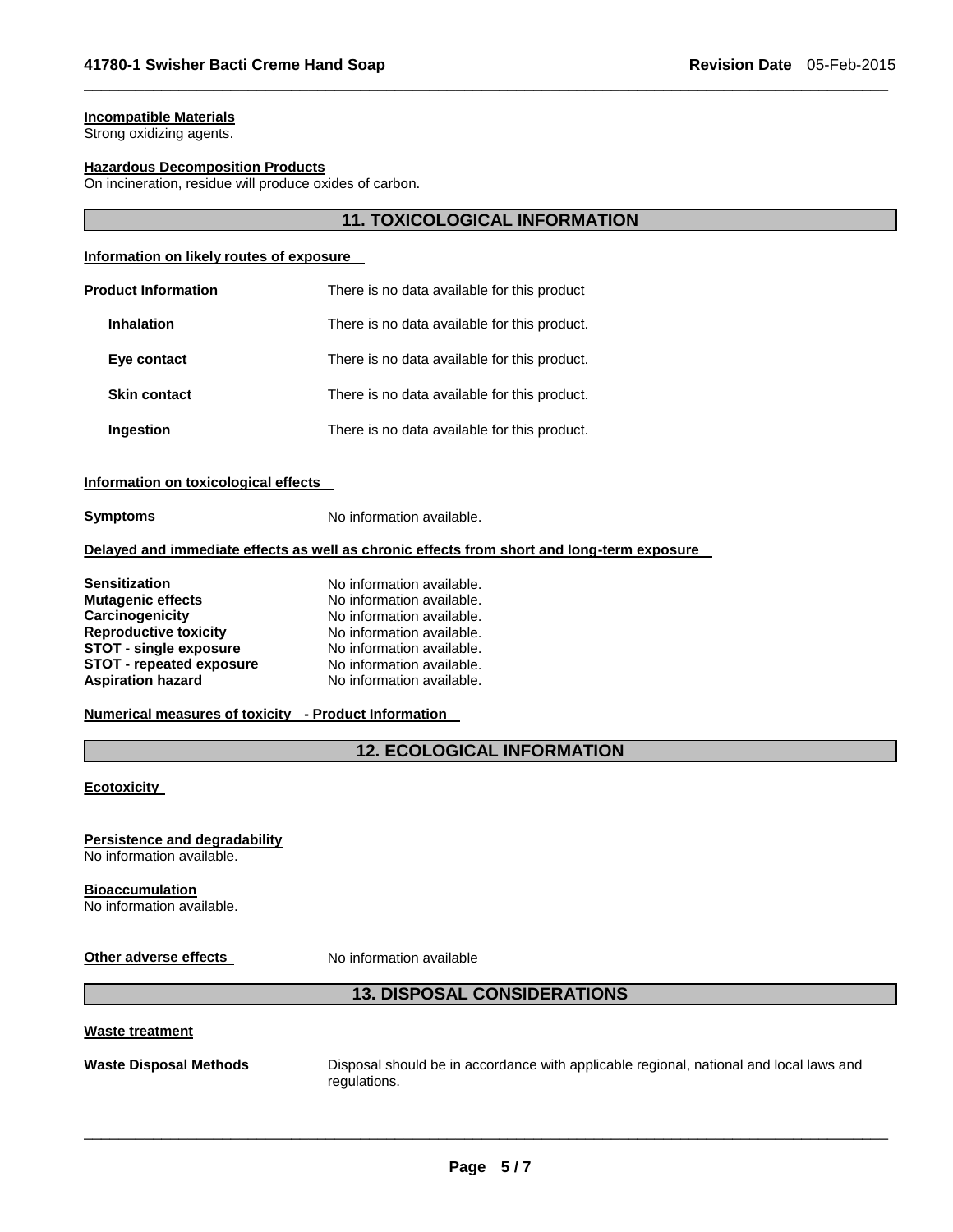**Incompatible Materials**
Strong oxidizing agents.

**Hazardous Decomposition Products**
On incineration, residue will produce oxides of carbon.

## 11. TOXICOLOGICAL INFORMATION

**Information on likely routes of exposure**

| | |
|---|---|
| **Product Information** | There is no data available for this product |
| **Inhalation** | There is no data available for this product. |
| **Eye contact** | There is no data available for this product. |
| **Skin contact** | There is no data available for this product. |
| **Ingestion** | There is no data available for this product. |

**Information on toxicological effects**

| | |
|---|---|
| **Symptoms** | No information available. |

**Delayed and immediate effects as well as chronic effects from short and long-term exposure**

| | |
|---|---|
| **Sensitization** | No information available. |
| **Mutagenic effects** | No information available. |
| **Carcinogenicity** | No information available. |
| **Reproductive toxicity** | No information available. |
| **STOT - single exposure** | No information available. |
| **STOT - repeated exposure** | No information available. |
| **Aspiration hazard** | No information available. |

**Numerical measures of toxicity - Product Information**

## 12. ECOLOGICAL INFORMATION

**Ecotoxicity**

**Persistence and degradability**
No information available.

**Bioaccumulation**
No information available.

| | |
|---|---|
| **Other adverse effects** | No information available |

## 13. DISPOSAL CONSIDERATIONS

**Waste treatment**

| | |
|---|---|
| **Waste Disposal Methods** | Disposal should be in accordance with applicable regional, national and local laws and regulations. |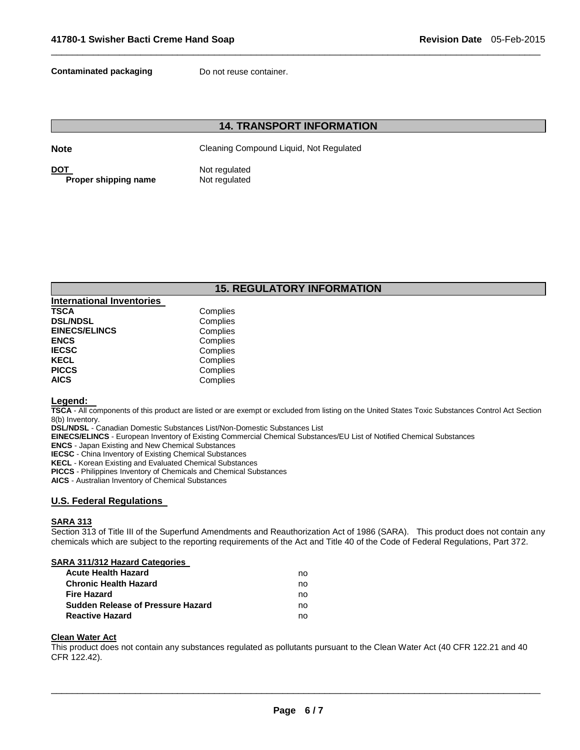**Contaminated packaging** Do not reuse container.

## 14. TRANSPORT INFORMATION

**Note** Cleaning Compound Liquid, Not Regulated

**DOT** Not regulated
**Proper shipping name** Not regulated

## 15. REGULATORY INFORMATION

**International Inventories**

| | |
|---|---|
| **TSCA** | Complies |
| **DSL/NDSL** | Complies |
| **EINECS/ELINCS** | Complies |
| **ENCS** | Complies |
| **IECSC** | Complies |
| **KECL** | Complies |
| **PICCS** | Complies |
| **AICS** | Complies |

**Legend:**

**TSCA** - All components of this product are listed or are exempt or excluded from listing on the United States Toxic Substances Control Act Section 8(b) Inventory.
**DSL/NDSL** - Canadian Domestic Substances List/Non-Domestic Substances List
**EINECS/ELINCS** - European Inventory of Existing Commercial Chemical Substances/EU List of Notified Chemical Substances
**ENCS** - Japan Existing and New Chemical Substances
**IECSC** - China Inventory of Existing Chemical Substances
**KECL** - Korean Existing and Evaluated Chemical Substances
**PICCS** - Philippines Inventory of Chemicals and Chemical Substances
**AICS** - Australian Inventory of Chemical Substances

### U.S. Federal Regulations

**SARA 313**

Section 313 of Title III of the Superfund Amendments and Reauthorization Act of 1986 (SARA). This product does not contain any chemicals which are subject to the reporting requirements of the Act and Title 40 of the Code of Federal Regulations, Part 372.

**SARA 311/312 Hazard Categories**

| | |
|---|---|
| **Acute Health Hazard** | no |
| **Chronic Health Hazard** | no |
| **Fire Hazard** | no |
| **Sudden Release of Pressure Hazard** | no |
| **Reactive Hazard** | no |

**Clean Water Act**

This product does not contain any substances regulated as pollutants pursuant to the Clean Water Act (40 CFR 122.21 and 40 CFR 122.42).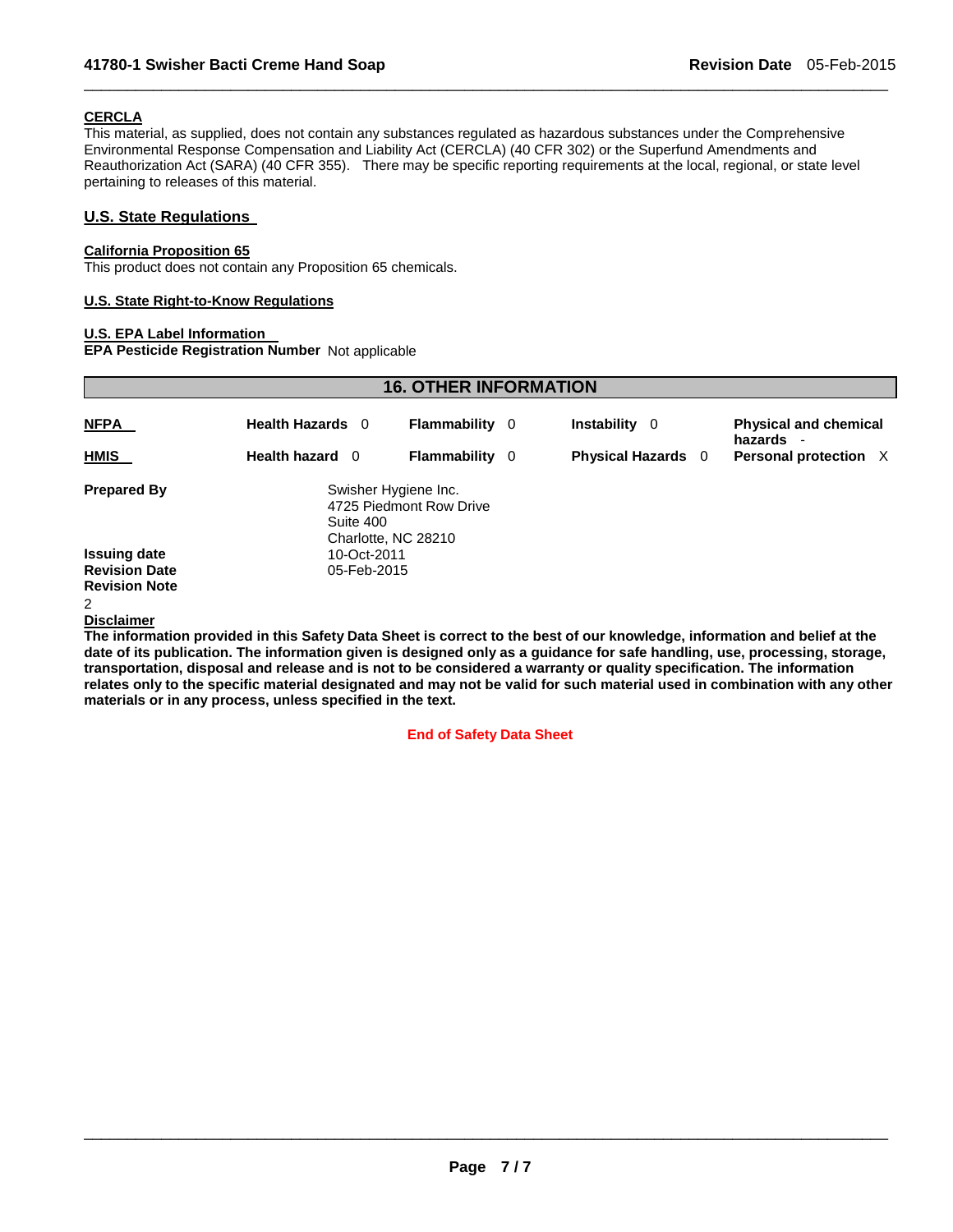**CERCLA**

This material, as supplied, does not contain any substances regulated as hazardous substances under the Comprehensive Environmental Response Compensation and Liability Act (CERCLA) (40 CFR 302) or the Superfund Amendments and Reauthorization Act (SARA) (40 CFR 355). There may be specific reporting requirements at the local, regional, or state level pertaining to releases of this material.

**U.S. State Regulations**

**California Proposition 65**

This product does not contain any Proposition 65 chemicals.

**U.S. State Right-to-Know Regulations**

**U.S. EPA Label Information**

**EPA Pesticide Registration Number** Not applicable

## 16. OTHER INFORMATION

| | | | | |
|---|---|---|---|---|
| **NFPA** | **Health Hazards** 0 | **Flammability** 0 | **Instability** 0 | **Physical and chemical hazards** - |
| **HMIS** | **Health hazard** 0 | **Flammability** 0 | **Physical Hazards** 0 | **Personal protection** X |

**Prepared By**
Swisher Hygiene Inc.
4725 Piedmont Row Drive
Suite 400
Charlotte, NC 28210

**Issuing date** 10-Oct-2011
**Revision Date** 05-Feb-2015
**Revision Note**
2

**Disclaimer**

**The information provided in this Safety Data Sheet is correct to the best of our knowledge, information and belief at the date of its publication. The information given is designed only as a guidance for safe handling, use, processing, storage, transportation, disposal and release and is not to be considered a warranty or quality specification. The information relates only to the specific material designated and may not be valid for such material used in combination with any other materials or in any process, unless specified in the text.**

**End of Safety Data Sheet**